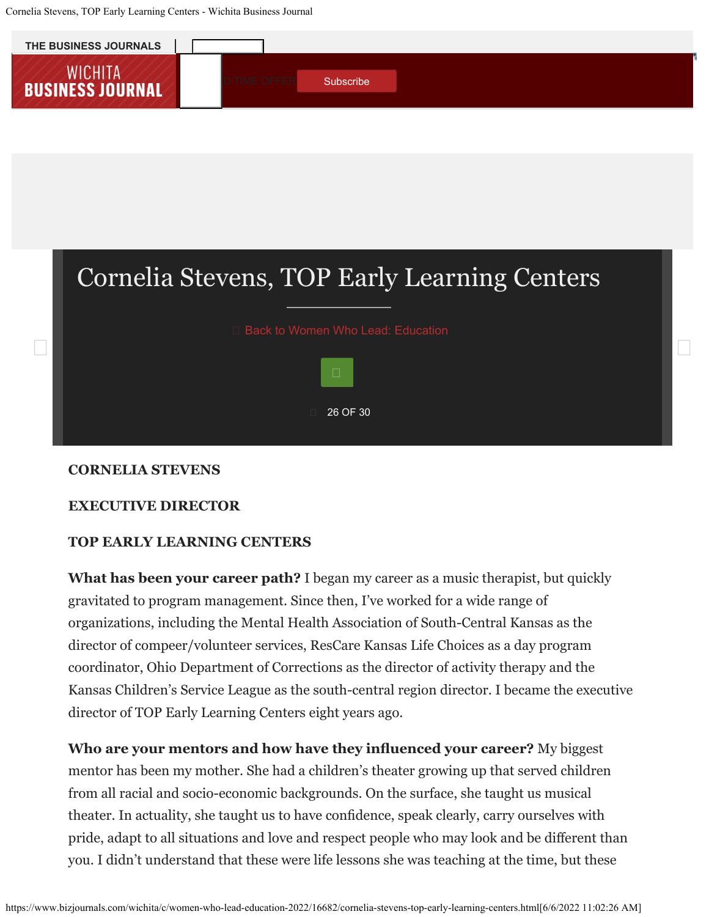# Cornelia Stevens, TOP Early Learning Centers

Back to Women Who Lead: Education

**CORNELIA STEVENS**

**EXECUTIVE DIRECTOR**

**TOP EARLY LEARNING CENTERS**

**What has been your career path?** I began my career as a music therapist, but quickly gravitated to program management. Since then, I've worked for a wide range of organizations, including the Mental Health Association of South-Central Kansas as the director of compeer/volunteer services, ResCare Kansas Life Choices as a day program coordinator, Ohio Department of Corrections as the director of activity therapy and the Kansas Children's Service League as the south-central region director. I became the executive director of TOP Early Learning Centers eight years ago.

**Who are your mentors and how have they influenced your career?** My biggest mentor has been my mother. She had a children's theater growing up that served children from all racial and socio-economic backgrounds. On the surface, she taught us musical theater. In actuality, she taught us to have confidence, speak clearly, carry ourselves with pride, adapt to all situations and love and respect people who may look and be different than you. I didn't understand that these were life lessons she was teaching at the time, but these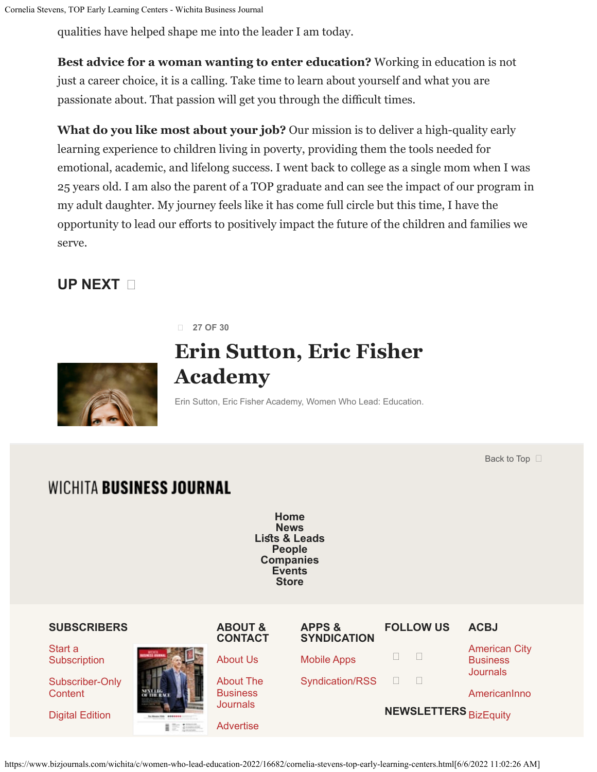qualities have helped shape me into the leader I am today.

**Best advice for a woman wanting to enter education?** Working in education is not just a career choice, it is a calling. Take time to learn about yourself and what you are passionate about. That passion will get you through the difficult times.

**What do you like most about your job?** Our mission is to deliver a high-quality early learning experience to children living in poverty, providing them the tools needed for emotional, academic, and lifelong success. I went back to college as a single mom when I was 25 years old. I am also the parent of a TOP graduate and can see the impact of our program in my adult daughter. My journey feels like it has come full circle but this time, I have the opportunity to lead our efforts to positively impact the future of the children and families we serve.

## UP NEXT

27 OF 30

# Erin Sutton, Eric Fisher Academy

Erin Sutton, Eric Fisher Academy, Women Who Lead: Education.

Back to Top

WICHITA **BUSINESS JOURNAL**

Home
News
Lists & Leads
People
Companies
Events
Store

**SUBSCRIBERS**

Start a Subscription

Subscriber-Only Content

Digital Edition

**ABOUT & CONTACT**

About Us

About The Business Journals

Advertise

**APPS & SYNDICATION**

Mobile Apps

Syndication/RSS

**FOLLOW US**

**NEWSLETTERS**

**ACBJ**

American City Business Journals

AmericanInno

BizEquity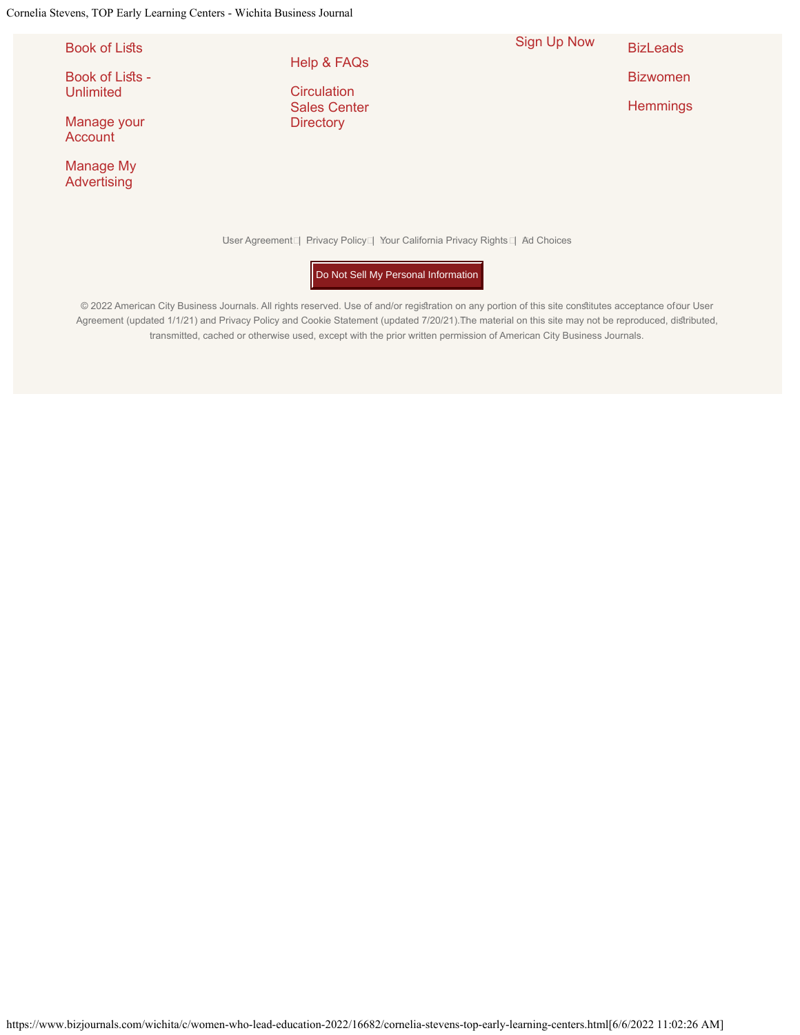Book of Lists

Book of Lists - Unlimited

Manage your Account

Manage My Advertising

Help & FAQs

Circulation Sales Center Directory

Sign Up Now

BizLeads

Bizwomen

Hemmings

User Agreement | Privacy Policy | Your California Privacy Rights | Ad Choices

Do Not Sell My Personal Information

© 2022 American City Business Journals. All rights reserved. Use of and/or registration on any portion of this site constitutes acceptance of our User Agreement (updated 1/1/21) and Privacy Policy and Cookie Statement (updated 7/20/21). The material on this site may not be reproduced, distributed, transmitted, cached or otherwise used, except with the prior written permission of American City Business Journals.